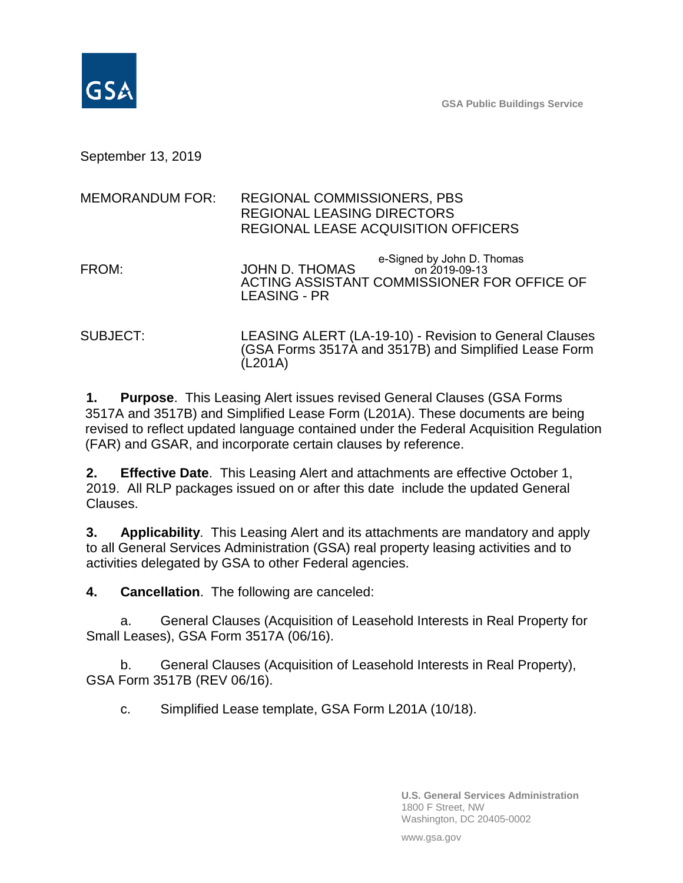GSA Public Buildings Service

September 13, 2019

MEMORANDUM FOR: REGIONAL COMMISSIONERS, PBS
REGIONAL LEASING DIRECTORS
REGIONAL LEASE ACQUISITION OFFICERS

FROM: JOHN D. THOMAS
e-Signed by John D. Thomas on 2019-09-13
ACTING ASSISTANT COMMISSIONER FOR OFFICE OF LEASING - PR

SUBJECT: LEASING ALERT (LA-19-10) - Revision to General Clauses (GSA Forms 3517A and 3517B) and Simplified Lease Form (L201A)

**1. Purpose**. This Leasing Alert issues revised General Clauses (GSA Forms 3517A and 3517B) and Simplified Lease Form (L201A). These documents are being revised to reflect updated language contained under the Federal Acquisition Regulation (FAR) and GSAR, and incorporate certain clauses by reference.

**2. Effective Date**. This Leasing Alert and attachments are effective October 1, 2019. All RLP packages issued on or after this date include the updated General Clauses.

**3. Applicability**. This Leasing Alert and its attachments are mandatory and apply to all General Services Administration (GSA) real property leasing activities and to activities delegated by GSA to other Federal agencies.

**4. Cancellation**. The following are canceled:

a. General Clauses (Acquisition of Leasehold Interests in Real Property for Small Leases), GSA Form 3517A (06/16).

b. General Clauses (Acquisition of Leasehold Interests in Real Property), GSA Form 3517B (REV 06/16).

c. Simplified Lease template, GSA Form L201A (10/18).

U.S. General Services Administration
1800 F Street, NW
Washington, DC 20405-0002

www.gsa.gov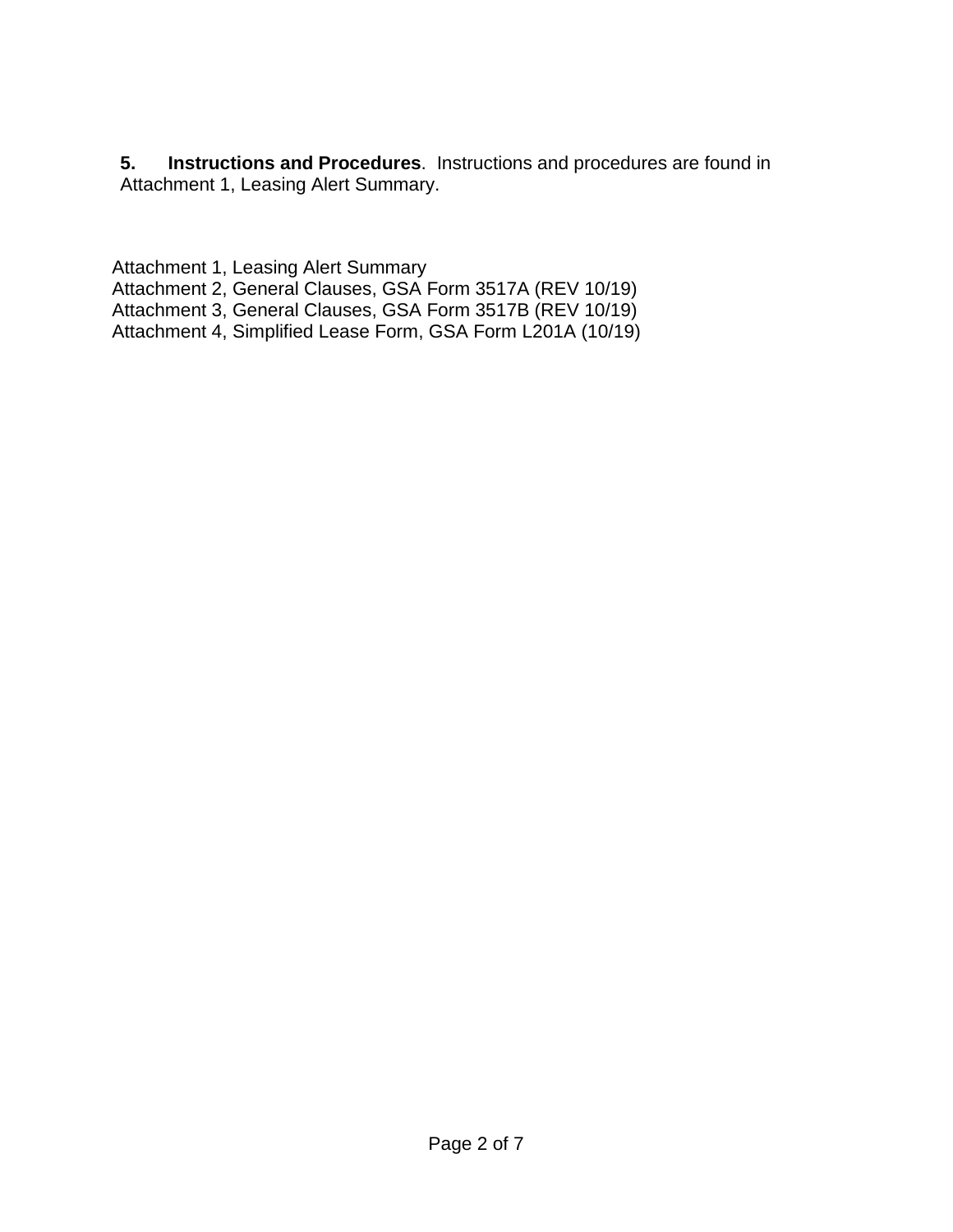**5. Instructions and Procedures**. Instructions and procedures are found in Attachment 1, Leasing Alert Summary.

Attachment 1, Leasing Alert Summary
Attachment 2, General Clauses, GSA Form 3517A (REV 10/19)
Attachment 3, General Clauses, GSA Form 3517B (REV 10/19)
Attachment 4, Simplified Lease Form, GSA Form L201A (10/19)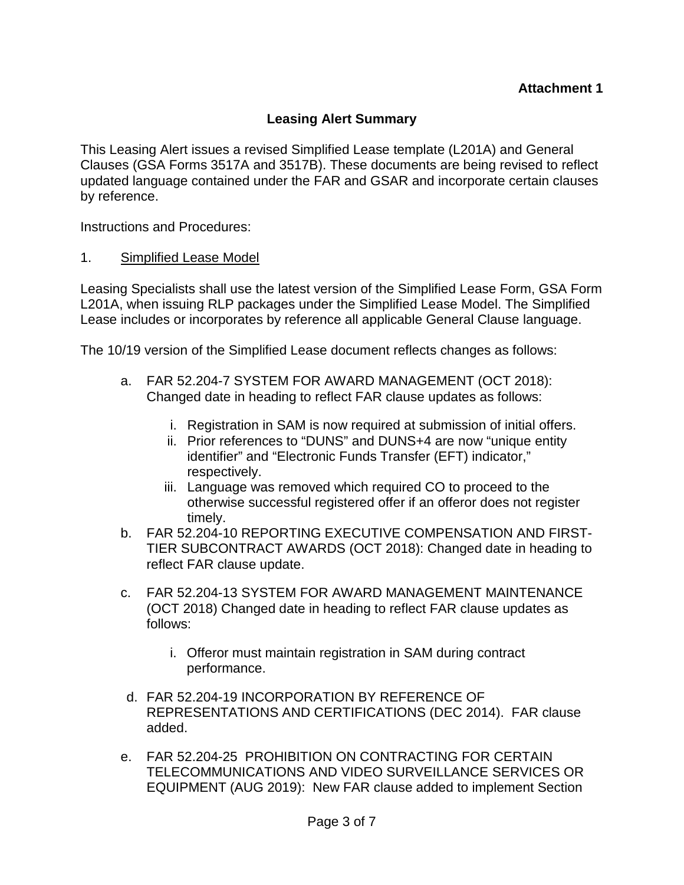**Attachment 1**

## Leasing Alert Summary

This Leasing Alert issues a revised Simplified Lease template (L201A) and General Clauses (GSA Forms 3517A and 3517B). These documents are being revised to reflect updated language contained under the FAR and GSAR and incorporate certain clauses by reference.

Instructions and Procedures:

1. Simplified Lease Model

Leasing Specialists shall use the latest version of the Simplified Lease Form, GSA Form L201A, when issuing RLP packages under the Simplified Lease Model. The Simplified Lease includes or incorporates by reference all applicable General Clause language.

The 10/19 version of the Simplified Lease document reflects changes as follows:

a. FAR 52.204-7 SYSTEM FOR AWARD MANAGEMENT (OCT 2018): Changed date in heading to reflect FAR clause updates as follows:

   i. Registration in SAM is now required at submission of initial offers.
   ii. Prior references to "DUNS" and DUNS+4 are now "unique entity identifier" and "Electronic Funds Transfer (EFT) indicator," respectively.
   iii. Language was removed which required CO to proceed to the otherwise successful registered offer if an offeror does not register timely.

b. FAR 52.204-10 REPORTING EXECUTIVE COMPENSATION AND FIRST-TIER SUBCONTRACT AWARDS (OCT 2018): Changed date in heading to reflect FAR clause update.

c. FAR 52.204-13 SYSTEM FOR AWARD MANAGEMENT MAINTENANCE (OCT 2018) Changed date in heading to reflect FAR clause updates as follows:

   i. Offeror must maintain registration in SAM during contract performance.

d. FAR 52.204-19 INCORPORATION BY REFERENCE OF REPRESENTATIONS AND CERTIFICATIONS (DEC 2014). FAR clause added.

e. FAR 52.204-25 PROHIBITION ON CONTRACTING FOR CERTAIN TELECOMMUNICATIONS AND VIDEO SURVEILLANCE SERVICES OR EQUIPMENT (AUG 2019): New FAR clause added to implement Section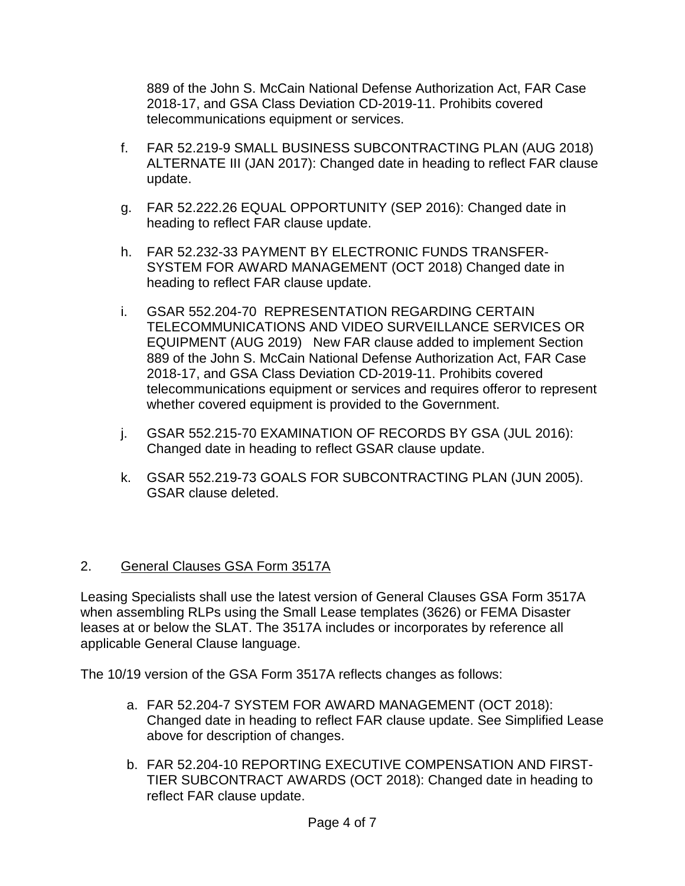889 of the John S. McCain National Defense Authorization Act, FAR Case 2018-17, and GSA Class Deviation CD-2019-11. Prohibits covered telecommunications equipment or services.

f. FAR 52.219-9 SMALL BUSINESS SUBCONTRACTING PLAN (AUG 2018) ALTERNATE III (JAN 2017): Changed date in heading to reflect FAR clause update.

g. FAR 52.222.26 EQUAL OPPORTUNITY (SEP 2016): Changed date in heading to reflect FAR clause update.

h. FAR 52.232-33 PAYMENT BY ELECTRONIC FUNDS TRANSFER-SYSTEM FOR AWARD MANAGEMENT (OCT 2018) Changed date in heading to reflect FAR clause update.

i. GSAR 552.204-70 REPRESENTATION REGARDING CERTAIN TELECOMMUNICATIONS AND VIDEO SURVEILLANCE SERVICES OR EQUIPMENT (AUG 2019) New FAR clause added to implement Section 889 of the John S. McCain National Defense Authorization Act, FAR Case 2018-17, and GSA Class Deviation CD-2019-11. Prohibits covered telecommunications equipment or services and requires offeror to represent whether covered equipment is provided to the Government.

j. GSAR 552.215-70 EXAMINATION OF RECORDS BY GSA (JUL 2016): Changed date in heading to reflect GSAR clause update.

k. GSAR 552.219-73 GOALS FOR SUBCONTRACTING PLAN (JUN 2005). GSAR clause deleted.

2. <u>General Clauses GSA Form 3517A</u>

Leasing Specialists shall use the latest version of General Clauses GSA Form 3517A when assembling RLPs using the Small Lease templates (3626) or FEMA Disaster leases at or below the SLAT. The 3517A includes or incorporates by reference all applicable General Clause language.

The 10/19 version of the GSA Form 3517A reflects changes as follows:

a. FAR 52.204-7 SYSTEM FOR AWARD MANAGEMENT (OCT 2018): Changed date in heading to reflect FAR clause update. See Simplified Lease above for description of changes.

b. FAR 52.204-10 REPORTING EXECUTIVE COMPENSATION AND FIRST-TIER SUBCONTRACT AWARDS (OCT 2018): Changed date in heading to reflect FAR clause update.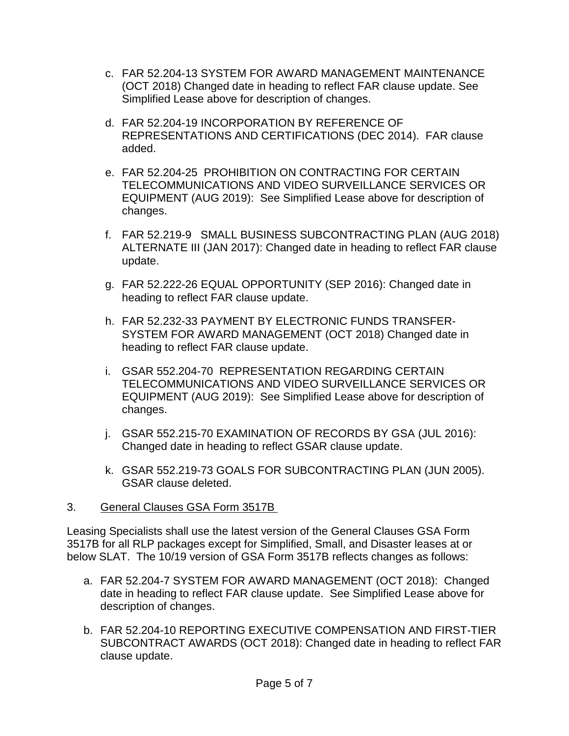c. FAR 52.204-13 SYSTEM FOR AWARD MANAGEMENT MAINTENANCE (OCT 2018) Changed date in heading to reflect FAR clause update. See Simplified Lease above for description of changes.

d. FAR 52.204-19 INCORPORATION BY REFERENCE OF REPRESENTATIONS AND CERTIFICATIONS (DEC 2014). FAR clause added.

e. FAR 52.204-25 PROHIBITION ON CONTRACTING FOR CERTAIN TELECOMMUNICATIONS AND VIDEO SURVEILLANCE SERVICES OR EQUIPMENT (AUG 2019): See Simplified Lease above for description of changes.

f. FAR 52.219-9 SMALL BUSINESS SUBCONTRACTING PLAN (AUG 2018) ALTERNATE III (JAN 2017): Changed date in heading to reflect FAR clause update.

g. FAR 52.222-26 EQUAL OPPORTUNITY (SEP 2016): Changed date in heading to reflect FAR clause update.

h. FAR 52.232-33 PAYMENT BY ELECTRONIC FUNDS TRANSFER-SYSTEM FOR AWARD MANAGEMENT (OCT 2018) Changed date in heading to reflect FAR clause update.

i. GSAR 552.204-70 REPRESENTATION REGARDING CERTAIN TELECOMMUNICATIONS AND VIDEO SURVEILLANCE SERVICES OR EQUIPMENT (AUG 2019): See Simplified Lease above for description of changes.

j. GSAR 552.215-70 EXAMINATION OF RECORDS BY GSA (JUL 2016): Changed date in heading to reflect GSAR clause update.

k. GSAR 552.219-73 GOALS FOR SUBCONTRACTING PLAN (JUN 2005). GSAR clause deleted.

3. <u>General Clauses GSA Form 3517B</u>

Leasing Specialists shall use the latest version of the General Clauses GSA Form 3517B for all RLP packages except for Simplified, Small, and Disaster leases at or below SLAT. The 10/19 version of GSA Form 3517B reflects changes as follows:

a. FAR 52.204-7 SYSTEM FOR AWARD MANAGEMENT (OCT 2018): Changed date in heading to reflect FAR clause update. See Simplified Lease above for description of changes.

b. FAR 52.204-10 REPORTING EXECUTIVE COMPENSATION AND FIRST-TIER SUBCONTRACT AWARDS (OCT 2018): Changed date in heading to reflect FAR clause update.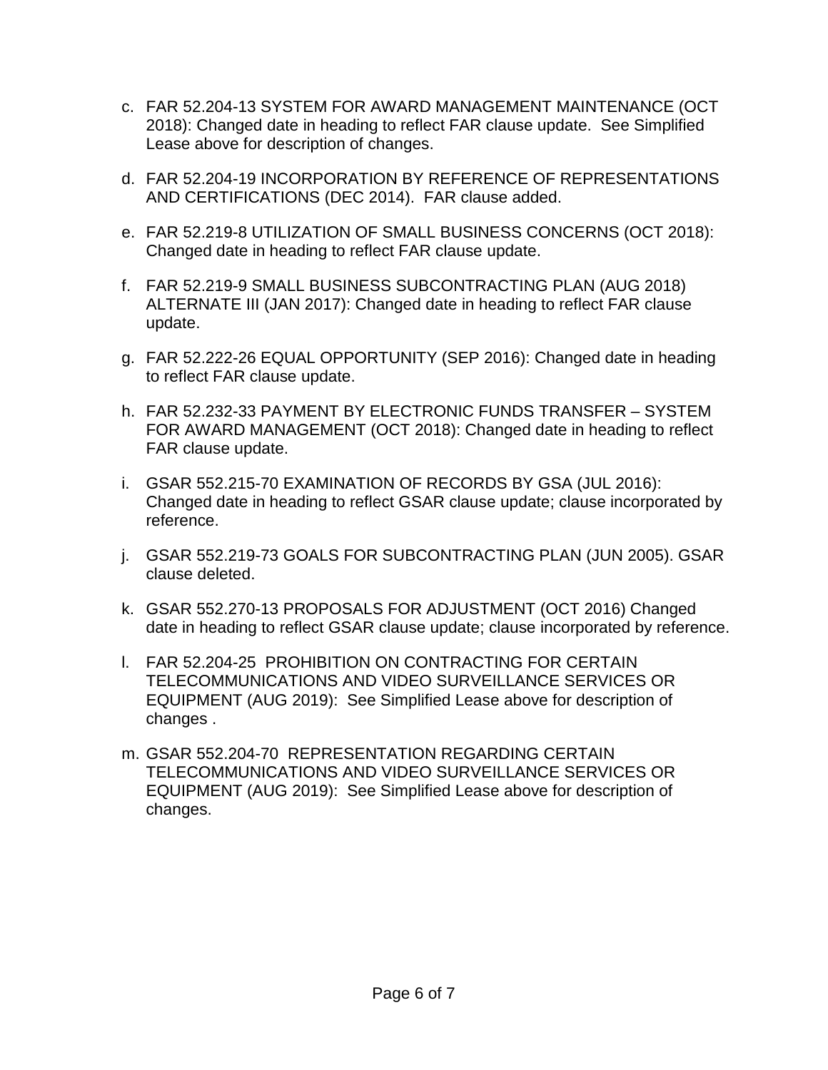c. FAR 52.204-13 SYSTEM FOR AWARD MANAGEMENT MAINTENANCE (OCT 2018): Changed date in heading to reflect FAR clause update. See Simplified Lease above for description of changes.

d. FAR 52.204-19 INCORPORATION BY REFERENCE OF REPRESENTATIONS AND CERTIFICATIONS (DEC 2014). FAR clause added.

e. FAR 52.219-8 UTILIZATION OF SMALL BUSINESS CONCERNS (OCT 2018): Changed date in heading to reflect FAR clause update.

f. FAR 52.219-9 SMALL BUSINESS SUBCONTRACTING PLAN (AUG 2018) ALTERNATE III (JAN 2017): Changed date in heading to reflect FAR clause update.

g. FAR 52.222-26 EQUAL OPPORTUNITY (SEP 2016): Changed date in heading to reflect FAR clause update.

h. FAR 52.232-33 PAYMENT BY ELECTRONIC FUNDS TRANSFER – SYSTEM FOR AWARD MANAGEMENT (OCT 2018): Changed date in heading to reflect FAR clause update.

i. GSAR 552.215-70 EXAMINATION OF RECORDS BY GSA (JUL 2016): Changed date in heading to reflect GSAR clause update; clause incorporated by reference.

j. GSAR 552.219-73 GOALS FOR SUBCONTRACTING PLAN (JUN 2005). GSAR clause deleted.

k. GSAR 552.270-13 PROPOSALS FOR ADJUSTMENT (OCT 2016) Changed date in heading to reflect GSAR clause update; clause incorporated by reference.

l. FAR 52.204-25 PROHIBITION ON CONTRACTING FOR CERTAIN TELECOMMUNICATIONS AND VIDEO SURVEILLANCE SERVICES OR EQUIPMENT (AUG 2019): See Simplified Lease above for description of changes .

m. GSAR 552.204-70 REPRESENTATION REGARDING CERTAIN TELECOMMUNICATIONS AND VIDEO SURVEILLANCE SERVICES OR EQUIPMENT (AUG 2019): See Simplified Lease above for description of changes.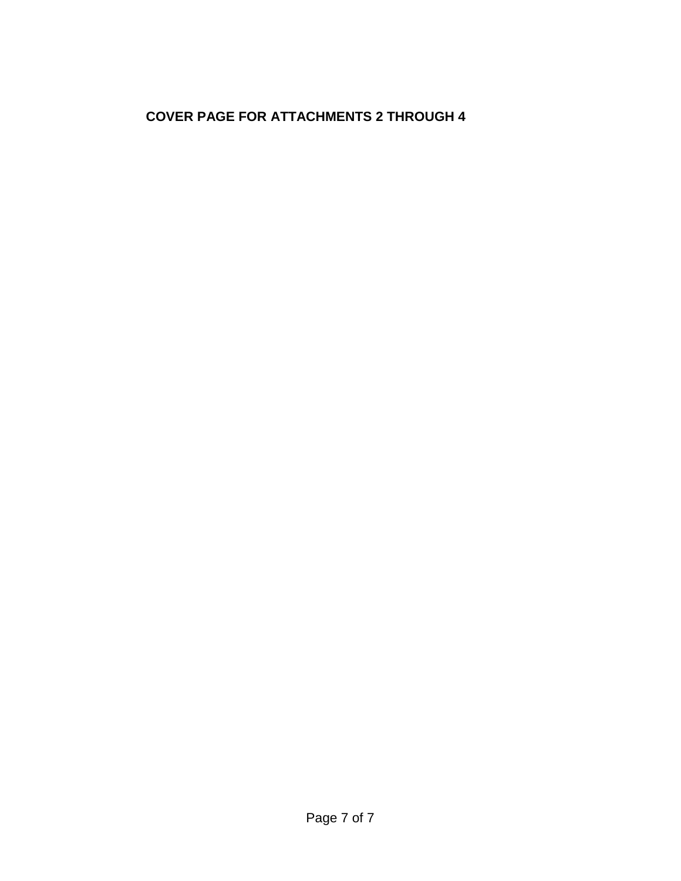**COVER PAGE FOR ATTACHMENTS 2 THROUGH 4**